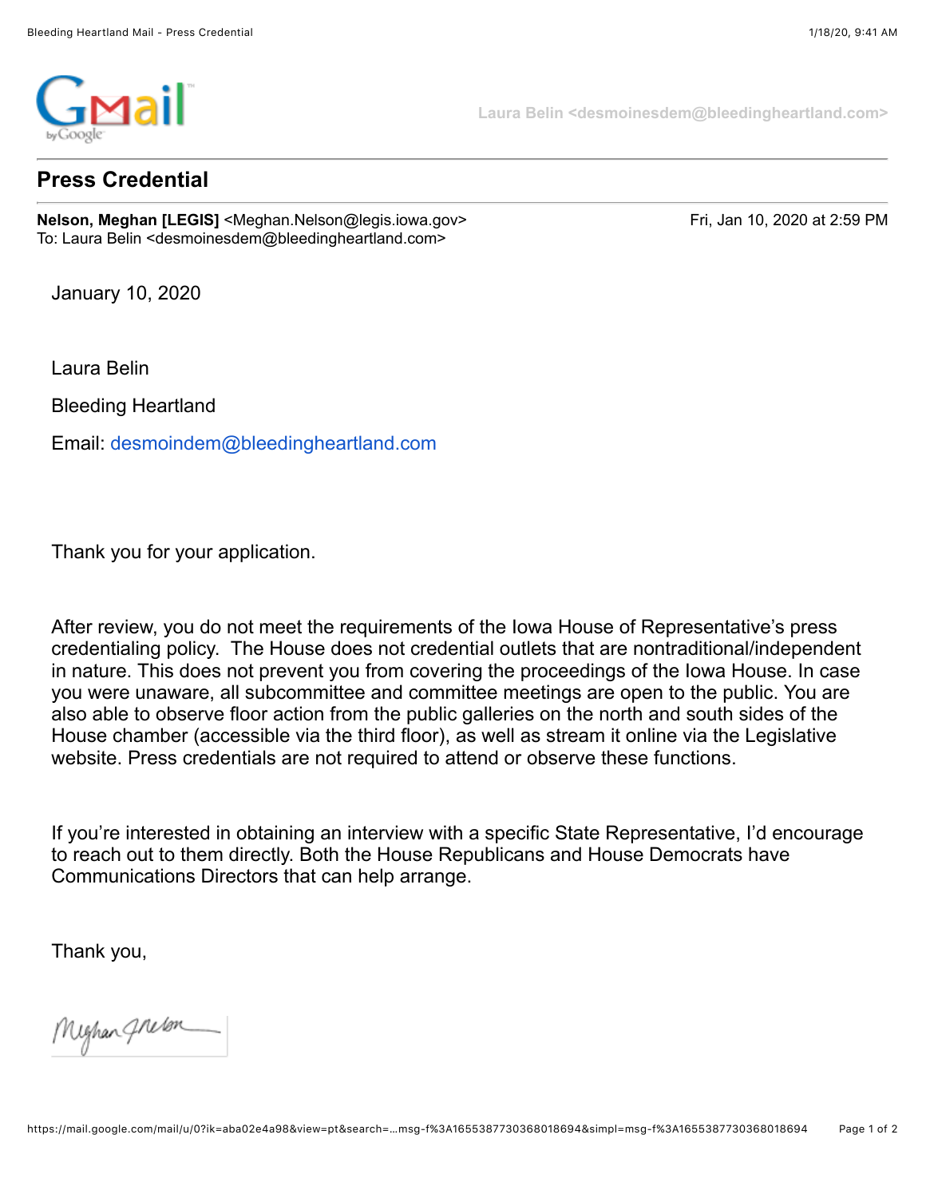Laura Belin <desmoinesdem@bleedingheartland.com>

## Press Credential

**Nelson, Meghan [LEGIS]** <Meghan.Nelson@legis.iowa.gov>  
To: Laura Belin <desmoinesdem@bleedingheartland.com>

Fri, Jan 10, 2020 at 2:59 PM

January 10, 2020

Laura Belin

Bleeding Heartland

Email: desmoindem@bleedingheartland.com

Thank you for your application.

After review, you do not meet the requirements of the Iowa House of Representative's press credentialing policy. The House does not credential outlets that are nontraditional/independent in nature. This does not prevent you from covering the proceedings of the Iowa House. In case you were unaware, all subcommittee and committee meetings are open to the public. You are also able to observe floor action from the public galleries on the north and south sides of the House chamber (accessible via the third floor), as well as stream it online via the Legislative website. Press credentials are not required to attend or observe these functions.

If you're interested in obtaining an interview with a specific State Representative, I'd encourage to reach out to them directly. Both the House Republicans and House Democrats have Communications Directors that can help arrange.

Thank you,

Meghan Nelson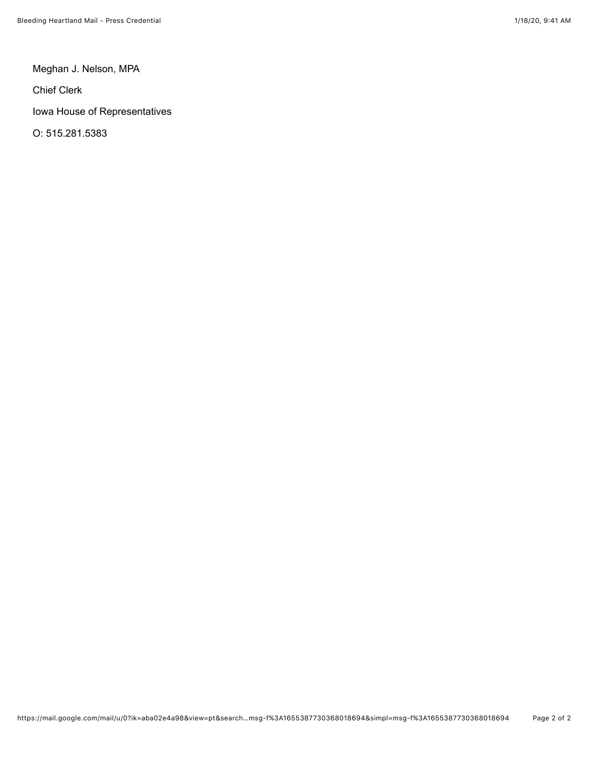Meghan J. Nelson, MPA

Chief Clerk

Iowa House of Representatives

O: 515.281.5383